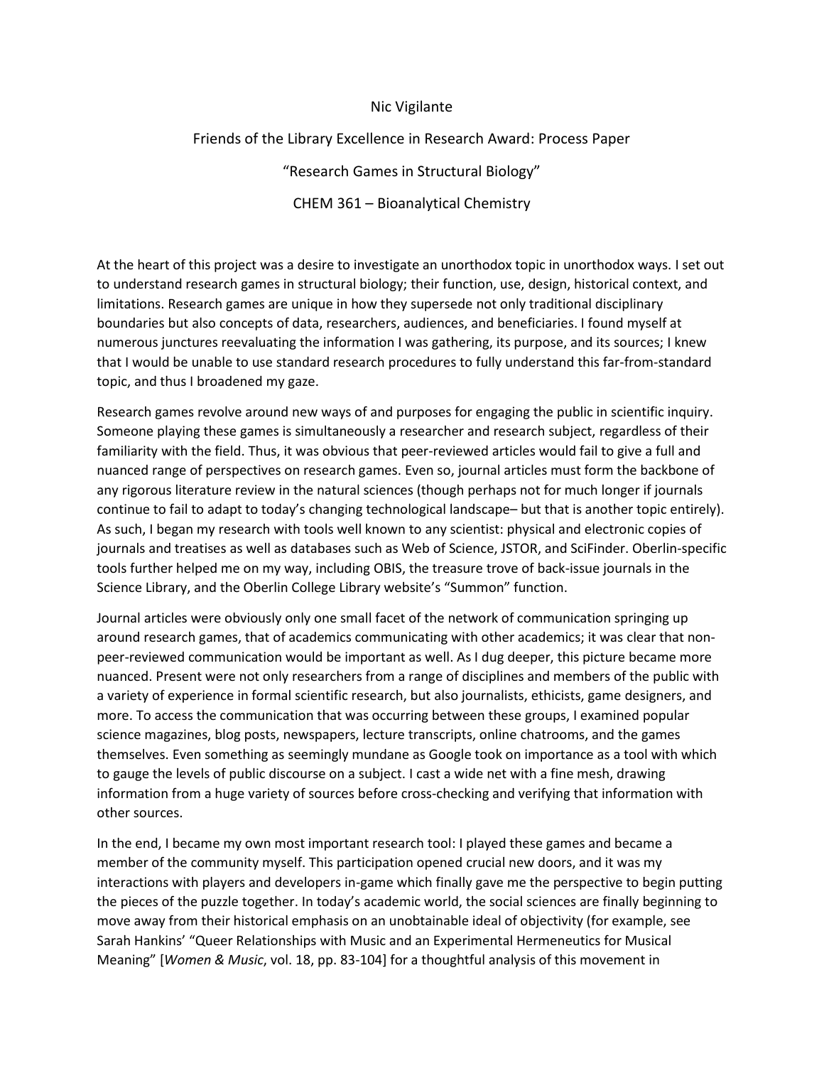Nic Vigilante

Friends of the Library Excellence in Research Award: Process Paper

"Research Games in Structural Biology"

CHEM 361 – Bioanalytical Chemistry

At the heart of this project was a desire to investigate an unorthodox topic in unorthodox ways. I set out to understand research games in structural biology; their function, use, design, historical context, and limitations. Research games are unique in how they supersede not only traditional disciplinary boundaries but also concepts of data, researchers, audiences, and beneficiaries. I found myself at numerous junctures reevaluating the information I was gathering, its purpose, and its sources; I knew that I would be unable to use standard research procedures to fully understand this far-from-standard topic, and thus I broadened my gaze.

Research games revolve around new ways of and purposes for engaging the public in scientific inquiry. Someone playing these games is simultaneously a researcher and research subject, regardless of their familiarity with the field. Thus, it was obvious that peer-reviewed articles would fail to give a full and nuanced range of perspectives on research games. Even so, journal articles must form the backbone of any rigorous literature review in the natural sciences (though perhaps not for much longer if journals continue to fail to adapt to today's changing technological landscape– but that is another topic entirely). As such, I began my research with tools well known to any scientist: physical and electronic copies of journals and treatises as well as databases such as Web of Science, JSTOR, and SciFinder. Oberlin-specific tools further helped me on my way, including OBIS, the treasure trove of back-issue journals in the Science Library, and the Oberlin College Library website's "Summon" function.

Journal articles were obviously only one small facet of the network of communication springing up around research games, that of academics communicating with other academics; it was clear that non-peer-reviewed communication would be important as well. As I dug deeper, this picture became more nuanced. Present were not only researchers from a range of disciplines and members of the public with a variety of experience in formal scientific research, but also journalists, ethicists, game designers, and more. To access the communication that was occurring between these groups, I examined popular science magazines, blog posts, newspapers, lecture transcripts, online chatrooms, and the games themselves. Even something as seemingly mundane as Google took on importance as a tool with which to gauge the levels of public discourse on a subject. I cast a wide net with a fine mesh, drawing information from a huge variety of sources before cross-checking and verifying that information with other sources.

In the end, I became my own most important research tool: I played these games and became a member of the community myself. This participation opened crucial new doors, and it was my interactions with players and developers in-game which finally gave me the perspective to begin putting the pieces of the puzzle together. In today's academic world, the social sciences are finally beginning to move away from their historical emphasis on an unobtainable ideal of objectivity (for example, see Sarah Hankins' "Queer Relationships with Music and an Experimental Hermeneutics for Musical Meaning" [*Women & Music*, vol. 18, pp. 83-104] for a thoughtful analysis of this movement in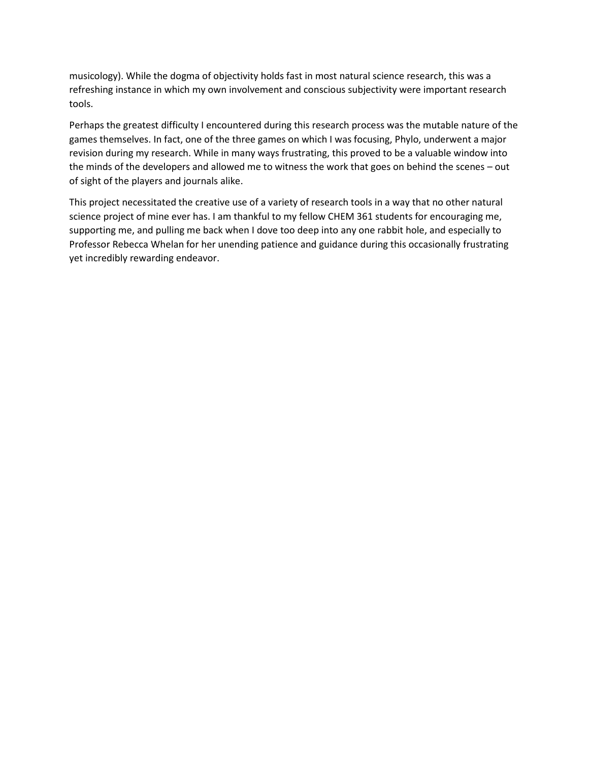musicology). While the dogma of objectivity holds fast in most natural science research, this was a refreshing instance in which my own involvement and conscious subjectivity were important research tools.

Perhaps the greatest difficulty I encountered during this research process was the mutable nature of the games themselves. In fact, one of the three games on which I was focusing, Phylo, underwent a major revision during my research. While in many ways frustrating, this proved to be a valuable window into the minds of the developers and allowed me to witness the work that goes on behind the scenes – out of sight of the players and journals alike.

This project necessitated the creative use of a variety of research tools in a way that no other natural science project of mine ever has. I am thankful to my fellow CHEM 361 students for encouraging me, supporting me, and pulling me back when I dove too deep into any one rabbit hole, and especially to Professor Rebecca Whelan for her unending patience and guidance during this occasionally frustrating yet incredibly rewarding endeavor.